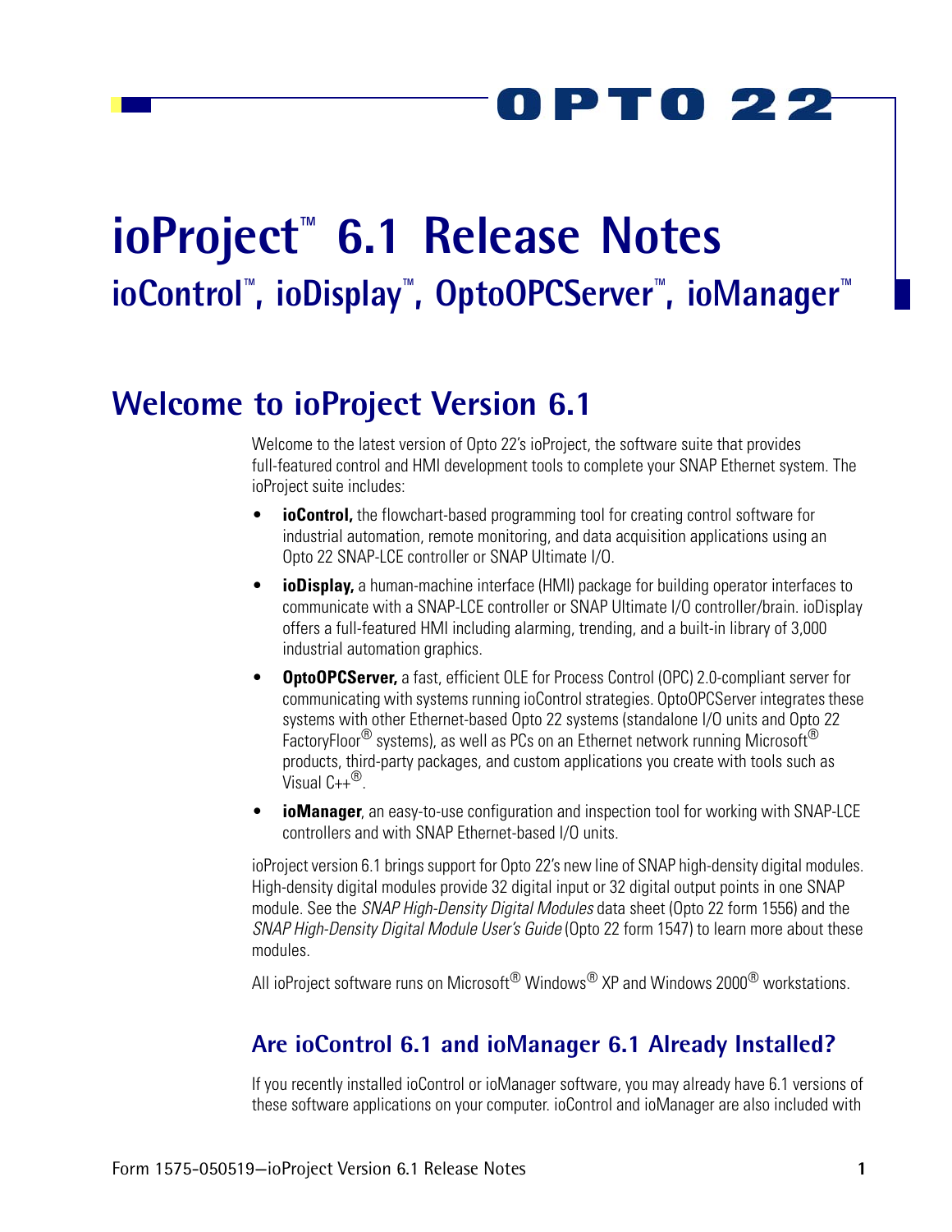# ioProject™ 6.1 Release Notes

## ioControl™, ioDisplay™, OptoOPCServer™, ioManager™

# Welcome to ioProject Version 6.1

Welcome to the latest version of Opto 22's ioProject, the software suite that provides full-featured control and HMI development tools to complete your SNAP Ethernet system. The ioProject suite includes:

- **ioControl,** the flowchart-based programming tool for creating control software for industrial automation, remote monitoring, and data acquisition applications using an Opto 22 SNAP-LCE controller or SNAP Ultimate I/O.
- **ioDisplay,** a human-machine interface (HMI) package for building operator interfaces to communicate with a SNAP-LCE controller or SNAP Ultimate I/O controller/brain. ioDisplay offers a full-featured HMI including alarming, trending, and a built-in library of 3,000 industrial automation graphics.
- **OptoOPCServer,** a fast, efficient OLE for Process Control (OPC) 2.0-compliant server for communicating with systems running ioControl strategies. OptoOPCServer integrates these systems with other Ethernet-based Opto 22 systems (standalone I/O units and Opto 22 FactoryFloor® systems), as well as PCs on an Ethernet network running Microsoft® products, third-party packages, and custom applications you create with tools such as Visual C++®.
- **ioManager**, an easy-to-use configuration and inspection tool for working with SNAP-LCE controllers and with SNAP Ethernet-based I/O units.

ioProject version 6.1 brings support for Opto 22's new line of SNAP high-density digital modules. High-density digital modules provide 32 digital input or 32 digital output points in one SNAP module. See the *SNAP High-Density Digital Modules* data sheet (Opto 22 form 1556) and the *SNAP High-Density Digital Module User's Guide* (Opto 22 form 1547) to learn more about these modules.

All ioProject software runs on Microsoft® Windows® XP and Windows 2000® workstations.

## Are ioControl 6.1 and ioManager 6.1 Already Installed?

If you recently installed ioControl or ioManager software, you may already have 6.1 versions of these software applications on your computer. ioControl and ioManager are also included with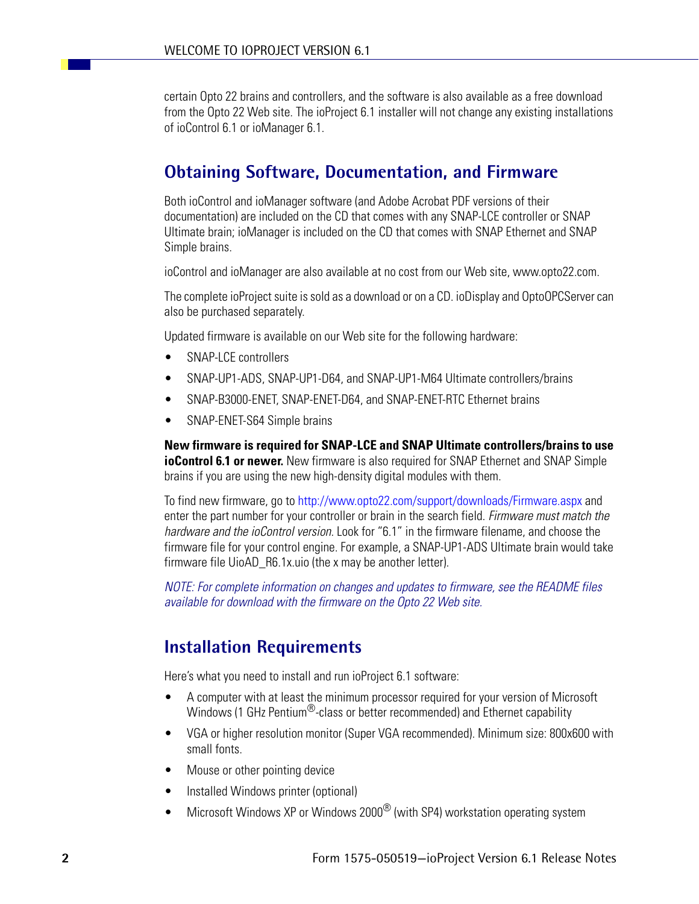certain Opto 22 brains and controllers, and the software is also available as a free download from the Opto 22 Web site. The ioProject 6.1 installer will not change any existing installations of ioControl 6.1 or ioManager 6.1.

## Obtaining Software, Documentation, and Firmware

Both ioControl and ioManager software (and Adobe Acrobat PDF versions of their documentation) are included on the CD that comes with any SNAP-LCE controller or SNAP Ultimate brain; ioManager is included on the CD that comes with SNAP Ethernet and SNAP Simple brains.

ioControl and ioManager are also available at no cost from our Web site, www.opto22.com.

The complete ioProject suite is sold as a download or on a CD. ioDisplay and OptoOPCServer can also be purchased separately.

Updated firmware is available on our Web site for the following hardware:

- SNAP-LCE controllers
- SNAP-UP1-ADS, SNAP-UP1-D64, and SNAP-UP1-M64 Ultimate controllers/brains
- SNAP-B3000-ENET, SNAP-ENET-D64, and SNAP-ENET-RTC Ethernet brains
- SNAP-ENET-S64 Simple brains

**New firmware is required for SNAP-LCE and SNAP Ultimate controllers/brains to use ioControl 6.1 or newer.** New firmware is also required for SNAP Ethernet and SNAP Simple brains if you are using the new high-density digital modules with them.

To find new firmware, go to http://www.opto22.com/support/downloads/Firmware.aspx and enter the part number for your controller or brain in the search field. *Firmware must match the hardware and the ioControl version.* Look for "6.1" in the firmware filename, and choose the firmware file for your control engine. For example, a SNAP-UP1-ADS Ultimate brain would take firmware file UioAD_R6.1x.uio (the x may be another letter).

*NOTE: For complete information on changes and updates to firmware, see the README files available for download with the firmware on the Opto 22 Web site.*

## Installation Requirements

Here's what you need to install and run ioProject 6.1 software:

- A computer with at least the minimum processor required for your version of Microsoft Windows (1 GHz Pentium®-class or better recommended) and Ethernet capability
- VGA or higher resolution monitor (Super VGA recommended). Minimum size: 800x600 with small fonts.
- Mouse or other pointing device
- Installed Windows printer (optional)
- Microsoft Windows XP or Windows 2000® (with SP4) workstation operating system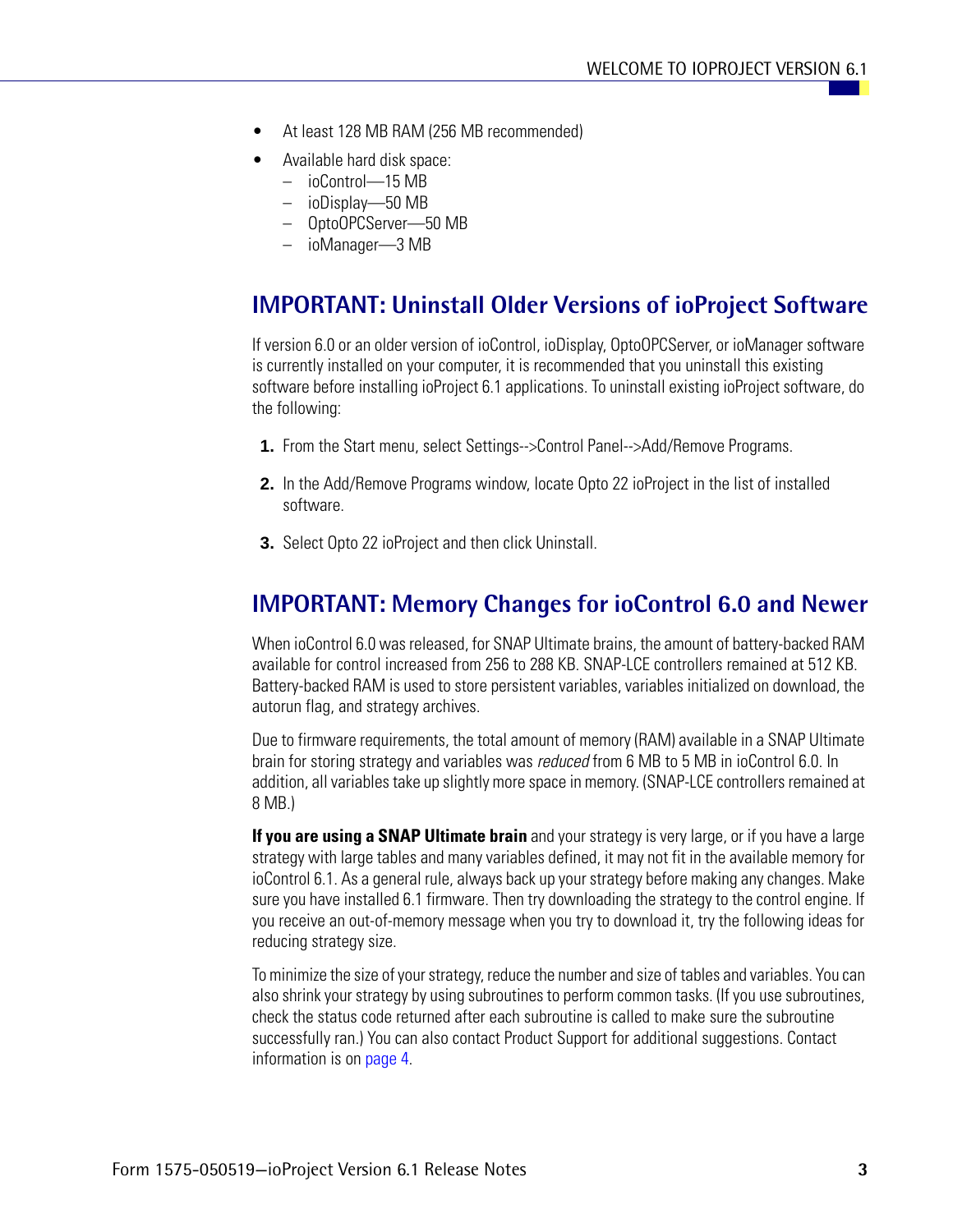- At least 128 MB RAM (256 MB recommended)
- Available hard disk space:
  - ioControl—15 MB
  - ioDisplay—50 MB
  - OptoOPCServer—50 MB
  - ioManager—3 MB

## IMPORTANT: Uninstall Older Versions of ioProject Software

If version 6.0 or an older version of ioControl, ioDisplay, OptoOPCServer, or ioManager software is currently installed on your computer, it is recommended that you uninstall this existing software before installing ioProject 6.1 applications. To uninstall existing ioProject software, do the following:

1. From the Start menu, select Settings-->Control Panel-->Add/Remove Programs.
2. In the Add/Remove Programs window, locate Opto 22 ioProject in the list of installed software.
3. Select Opto 22 ioProject and then click Uninstall.

## IMPORTANT: Memory Changes for ioControl 6.0 and Newer

When ioControl 6.0 was released, for SNAP Ultimate brains, the amount of battery-backed RAM available for control increased from 256 to 288 KB. SNAP-LCE controllers remained at 512 KB. Battery-backed RAM is used to store persistent variables, variables initialized on download, the autorun flag, and strategy archives.

Due to firmware requirements, the total amount of memory (RAM) available in a SNAP Ultimate brain for storing strategy and variables was *reduced* from 6 MB to 5 MB in ioControl 6.0. In addition, all variables take up slightly more space in memory. (SNAP-LCE controllers remained at 8 MB.)

**If you are using a SNAP Ultimate brain** and your strategy is very large, or if you have a large strategy with large tables and many variables defined, it may not fit in the available memory for ioControl 6.1. As a general rule, always back up your strategy before making any changes. Make sure you have installed 6.1 firmware. Then try downloading the strategy to the control engine. If you receive an out-of-memory message when you try to download it, try the following ideas for reducing strategy size.

To minimize the size of your strategy, reduce the number and size of tables and variables. You can also shrink your strategy by using subroutines to perform common tasks. (If you use subroutines, check the status code returned after each subroutine is called to make sure the subroutine successfully ran.) You can also contact Product Support for additional suggestions. Contact information is on page 4.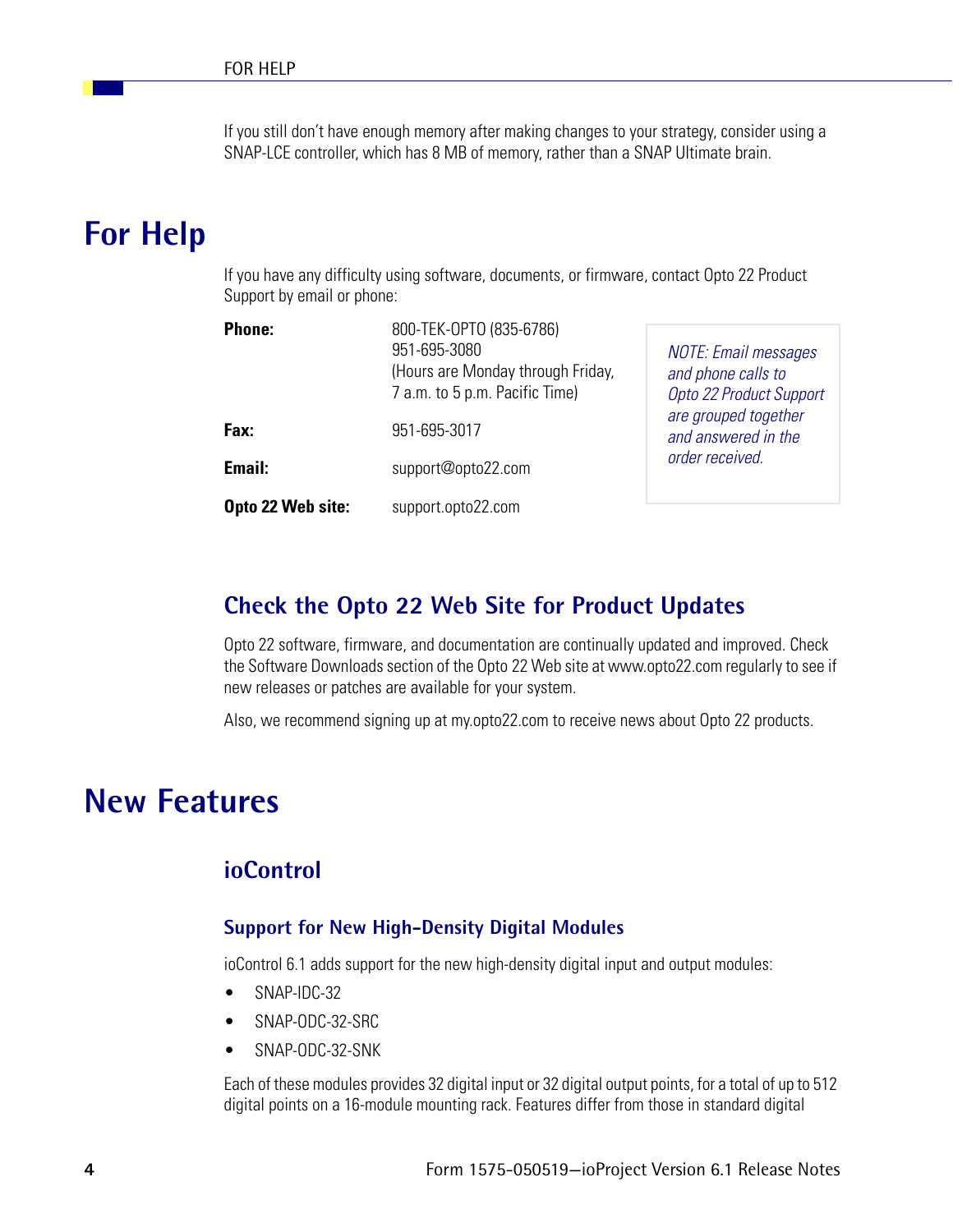If you still don't have enough memory after making changes to your strategy, consider using a SNAP-LCE controller, which has 8 MB of memory, rather than a SNAP Ultimate brain.

# For Help

If you have any difficulty using software, documents, or firmware, contact Opto 22 Product Support by email or phone:

| | |
|---|---|
| **Phone:** | 800-TEK-OPTO (835-6786)<br>951-695-3080<br>(Hours are Monday through Friday, 7 a.m. to 5 p.m. Pacific Time) |
| **Fax:** | 951-695-3017 |
| **Email:** | support@opto22.com |
| **Opto 22 Web site:** | support.opto22.com |

*NOTE: Email messages and phone calls to Opto 22 Product Support are grouped together and answered in the order received.*

## Check the Opto 22 Web Site for Product Updates

Opto 22 software, firmware, and documentation are continually updated and improved. Check the Software Downloads section of the Opto 22 Web site at www.opto22.com regularly to see if new releases or patches are available for your system.

Also, we recommend signing up at my.opto22.com to receive news about Opto 22 products.

# New Features

## ioControl

### Support for New High-Density Digital Modules

ioControl 6.1 adds support for the new high-density digital input and output modules:

- SNAP-IDC-32
- SNAP-ODC-32-SRC
- SNAP-ODC-32-SNK

Each of these modules provides 32 digital input or 32 digital output points, for a total of up to 512 digital points on a 16-module mounting rack. Features differ from those in standard digital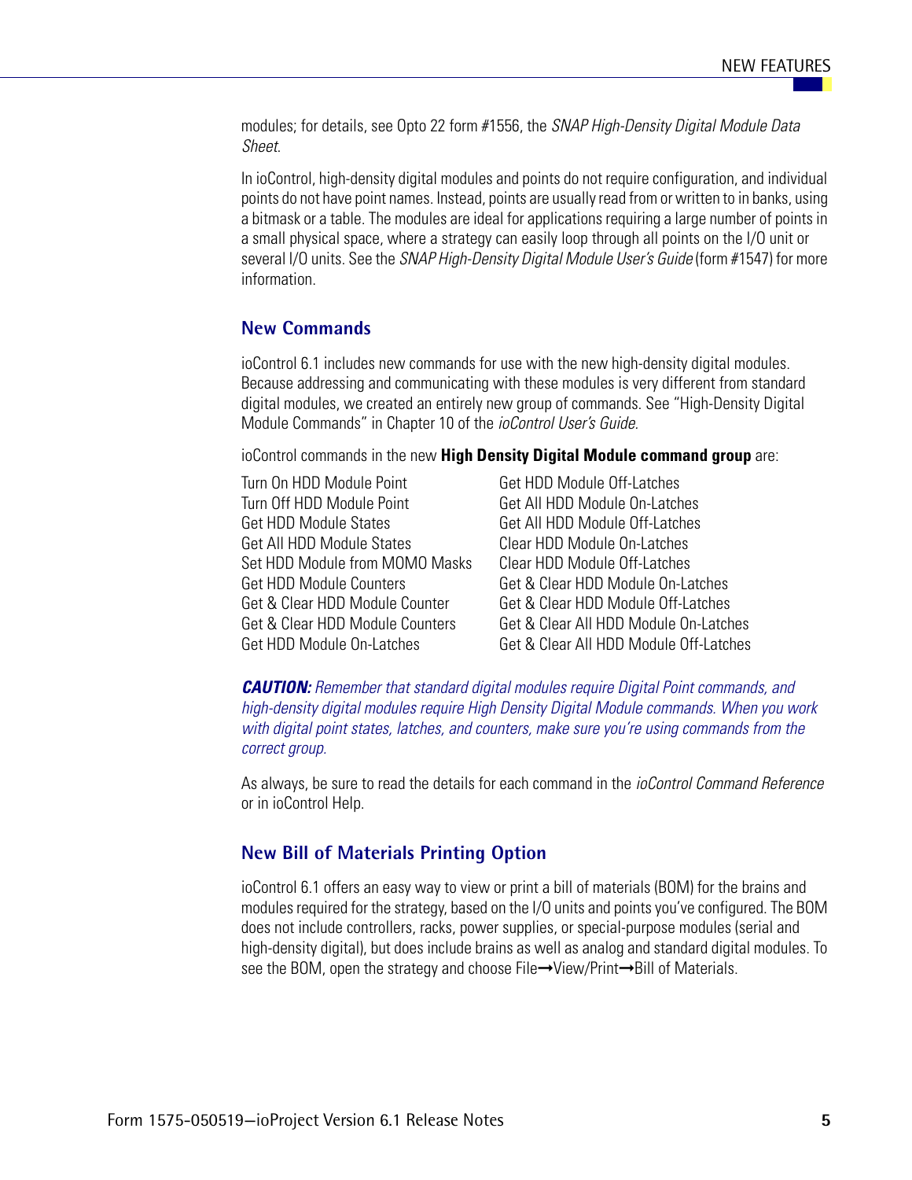modules; for details, see Opto 22 form #1556, the *SNAP High-Density Digital Module Data Sheet*.

In ioControl, high-density digital modules and points do not require configuration, and individual points do not have point names. Instead, points are usually read from or written to in banks, using a bitmask or a table. The modules are ideal for applications requiring a large number of points in a small physical space, where a strategy can easily loop through all points on the I/O unit or several I/O units. See the *SNAP High-Density Digital Module User's Guide* (form #1547) for more information.

### New Commands

ioControl 6.1 includes new commands for use with the new high-density digital modules. Because addressing and communicating with these modules is very different from standard digital modules, we created an entirely new group of commands. See "High-Density Digital Module Commands" in Chapter 10 of the *ioControl User's Guide.*

ioControl commands in the new **High Density Digital Module command group** are:

- Turn On HDD Module Point
- Turn Off HDD Module Point
- Get HDD Module States
- Get All HDD Module States
- Set HDD Module from MOMO Masks
- Get HDD Module Counters
- Get & Clear HDD Module Counter
- Get & Clear HDD Module Counters
- Get HDD Module On-Latches
- Get HDD Module Off-Latches
- Get All HDD Module On-Latches
- Get All HDD Module Off-Latches
- Clear HDD Module On-Latches
- Clear HDD Module Off-Latches
- Get & Clear HDD Module On-Latches
- Get & Clear HDD Module Off-Latches
- Get & Clear All HDD Module On-Latches
- Get & Clear All HDD Module Off-Latches

***CAUTION:*** *Remember that standard digital modules require Digital Point commands, and high-density digital modules require High Density Digital Module commands. When you work with digital point states, latches, and counters, make sure you're using commands from the correct group.*

As always, be sure to read the details for each command in the *ioControl Command Reference* or in ioControl Help.

### New Bill of Materials Printing Option

ioControl 6.1 offers an easy way to view or print a bill of materials (BOM) for the brains and modules required for the strategy, based on the I/O units and points you've configured. The BOM does not include controllers, racks, power supplies, or special-purpose modules (serial and high-density digital), but does include brains as well as analog and standard digital modules. To see the BOM, open the strategy and choose File➞View/Print➞Bill of Materials.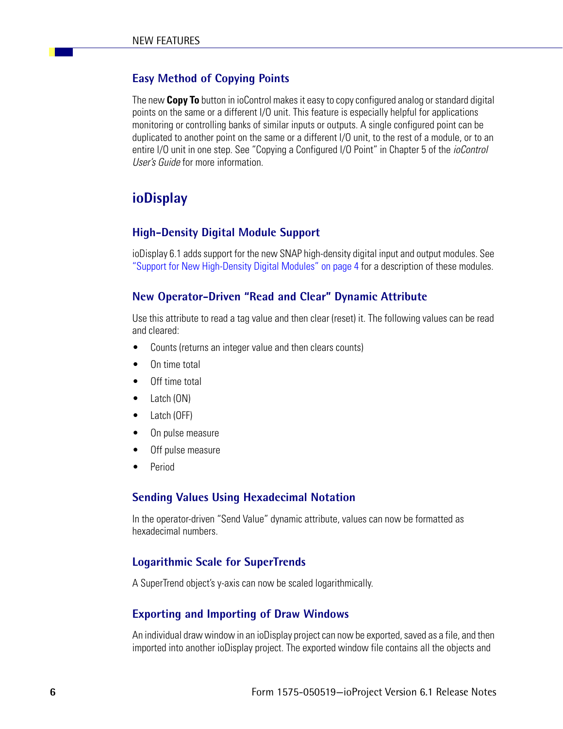### Easy Method of Copying Points

The new **Copy To** button in ioControl makes it easy to copy configured analog or standard digital points on the same or a different I/O unit. This feature is especially helpful for applications monitoring or controlling banks of similar inputs or outputs. A single configured point can be duplicated to another point on the same or a different I/O unit, to the rest of a module, or to an entire I/O unit in one step. See "Copying a Configured I/O Point" in Chapter 5 of the *ioControl User's Guide* for more information.

## ioDisplay

### High-Density Digital Module Support

ioDisplay 6.1 adds support for the new SNAP high-density digital input and output modules. See "Support for New High-Density Digital Modules" on page 4 for a description of these modules.

### New Operator-Driven "Read and Clear" Dynamic Attribute

Use this attribute to read a tag value and then clear (reset) it. The following values can be read and cleared:

- Counts (returns an integer value and then clears counts)
- On time total
- Off time total
- Latch (ON)
- Latch (OFF)
- On pulse measure
- Off pulse measure
- Period

### Sending Values Using Hexadecimal Notation

In the operator-driven "Send Value" dynamic attribute, values can now be formatted as hexadecimal numbers.

### Logarithmic Scale for SuperTrends

A SuperTrend object's y-axis can now be scaled logarithmically.

### Exporting and Importing of Draw Windows

An individual draw window in an ioDisplay project can now be exported, saved as a file, and then imported into another ioDisplay project. The exported window file contains all the objects and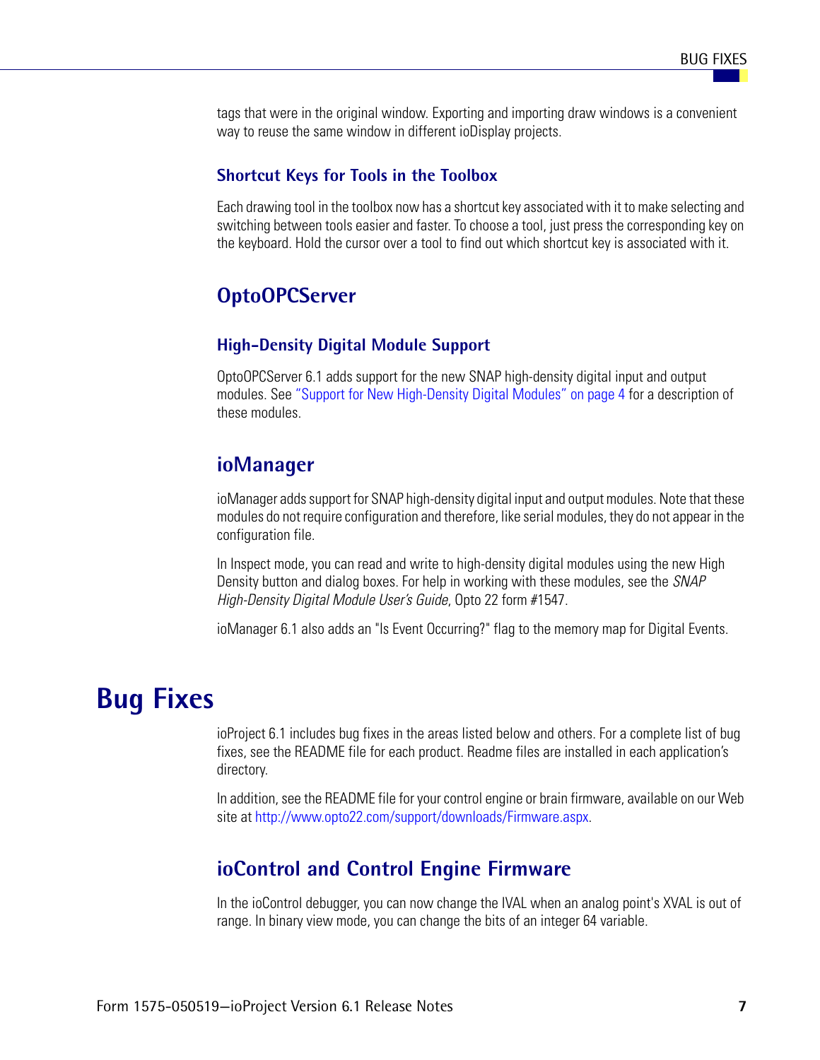tags that were in the original window. Exporting and importing draw windows is a convenient way to reuse the same window in different ioDisplay projects.

### Shortcut Keys for Tools in the Toolbox

Each drawing tool in the toolbox now has a shortcut key associated with it to make selecting and switching between tools easier and faster. To choose a tool, just press the corresponding key on the keyboard. Hold the cursor over a tool to find out which shortcut key is associated with it.

## OptoOPCServer

### High-Density Digital Module Support

OptoOPCServer 6.1 adds support for the new SNAP high-density digital input and output modules. See "Support for New High-Density Digital Modules" on page 4 for a description of these modules.

## ioManager

ioManager adds support for SNAP high-density digital input and output modules. Note that these modules do not require configuration and therefore, like serial modules, they do not appear in the configuration file.

In Inspect mode, you can read and write to high-density digital modules using the new High Density button and dialog boxes. For help in working with these modules, see the *SNAP High-Density Digital Module User's Guide*, Opto 22 form #1547.

ioManager 6.1 also adds an "Is Event Occurring?" flag to the memory map for Digital Events.

# Bug Fixes

ioProject 6.1 includes bug fixes in the areas listed below and others. For a complete list of bug fixes, see the README file for each product. Readme files are installed in each application's directory.

In addition, see the README file for your control engine or brain firmware, available on our Web site at http://www.opto22.com/support/downloads/Firmware.aspx.

## ioControl and Control Engine Firmware

In the ioControl debugger, you can now change the IVAL when an analog point's XVAL is out of range. In binary view mode, you can change the bits of an integer 64 variable.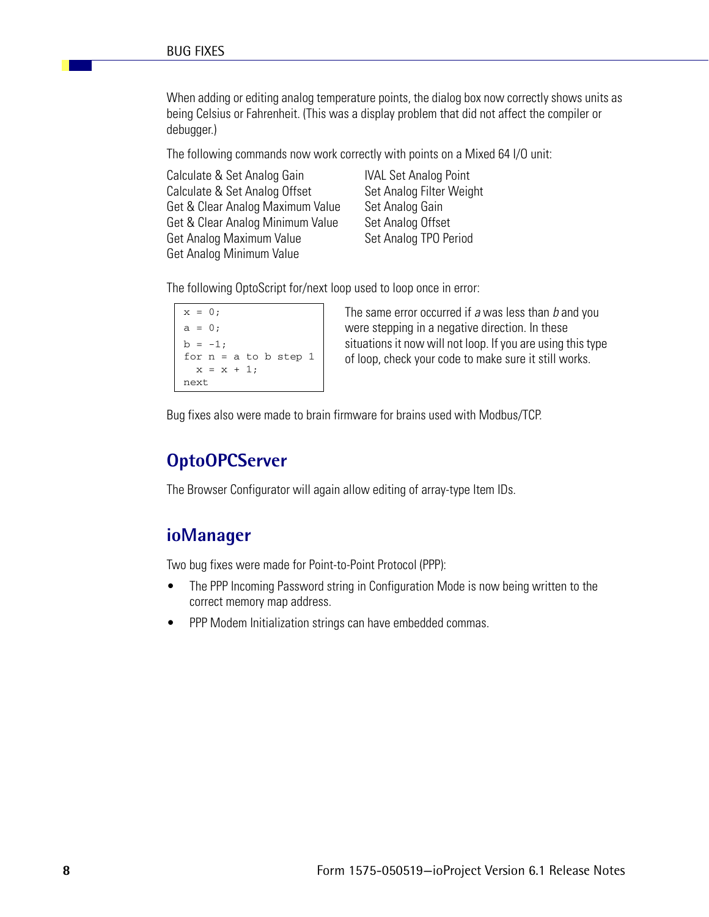When adding or editing analog temperature points, the dialog box now correctly shows units as being Celsius or Fahrenheit. (This was a display problem that did not affect the compiler or debugger.)

The following commands now work correctly with points on a Mixed 64 I/O unit:

Calculate & Set Analog Gain
Calculate & Set Analog Offset
Get & Clear Analog Maximum Value
Get & Clear Analog Minimum Value
Get Analog Maximum Value
Get Analog Minimum Value
IVAL Set Analog Point
Set Analog Filter Weight
Set Analog Gain
Set Analog Offset
Set Analog TPO Period

The following OptoScript for/next loop used to loop once in error:

```
x = 0;
a = 0;
b = -1;
for n = a to b step 1
  x = x + 1;
next
```

The same error occurred if *a* was less than *b* and you were stepping in a negative direction. In these situations it now will not loop. If you are using this type of loop, check your code to make sure it still works.

Bug fixes also were made to brain firmware for brains used with Modbus/TCP.

## OptoOPCServer

The Browser Configurator will again allow editing of array-type Item IDs.

## ioManager

Two bug fixes were made for Point-to-Point Protocol (PPP):

- The PPP Incoming Password string in Configuration Mode is now being written to the correct memory map address.
- PPP Modem Initialization strings can have embedded commas.